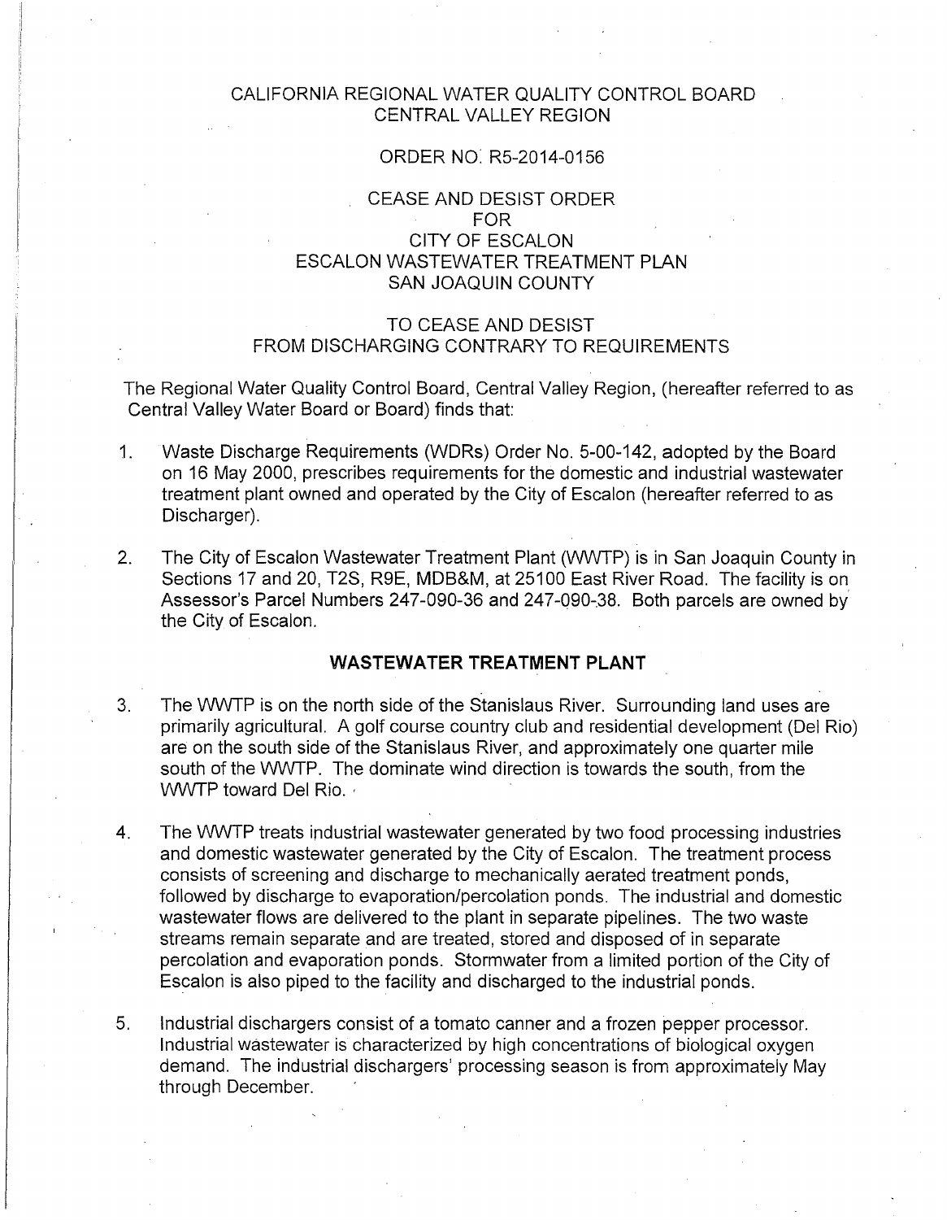# CALIFORNIA REGIONAL WATER QUALITY CONTROL BOARD
## CENTRAL VALLEY REGION

ORDER NO. R5-2014-0156

CEASE AND DESIST ORDER
FOR
CITY OF ESCALON
ESCALON WASTEWATER TREATMENT PLAN
SAN JOAQUIN COUNTY

TO CEASE AND DESIST
FROM DISCHARGING CONTRARY TO REQUIREMENTS

The Regional Water Quality Control Board, Central Valley Region, (hereafter referred to as Central Valley Water Board or Board) finds that:

1. Waste Discharge Requirements (WDRs) Order No. 5-00-142, adopted by the Board on 16 May 2000, prescribes requirements for the domestic and industrial wastewater treatment plant owned and operated by the City of Escalon (hereafter referred to as Discharger).

2. The City of Escalon Wastewater Treatment Plant (WWTP) is in San Joaquin County in Sections 17 and 20, T2S, R9E, MDB&M, at 25100 East River Road. The facility is on Assessor's Parcel Numbers 247-090-36 and 247-090-38. Both parcels are owned by the City of Escalon.

### WASTEWATER TREATMENT PLANT

3. The WWTP is on the north side of the Stanislaus River. Surrounding land uses are primarily agricultural. A golf course country club and residential development (Del Rio) are on the south side of the Stanislaus River, and approximately one quarter mile south of the WWTP. The dominate wind direction is towards the south, from the WWTP toward Del Rio.

4. The WWTP treats industrial wastewater generated by two food processing industries and domestic wastewater generated by the City of Escalon. The treatment process consists of screening and discharge to mechanically aerated treatment ponds, followed by discharge to evaporation/percolation ponds. The industrial and domestic wastewater flows are delivered to the plant in separate pipelines. The two waste streams remain separate and are treated, stored and disposed of in separate percolation and evaporation ponds. Stormwater from a limited portion of the City of Escalon is also piped to the facility and discharged to the industrial ponds.

5. Industrial dischargers consist of a tomato canner and a frozen pepper processor. Industrial wastewater is characterized by high concentrations of biological oxygen demand. The industrial dischargers' processing season is from approximately May through December.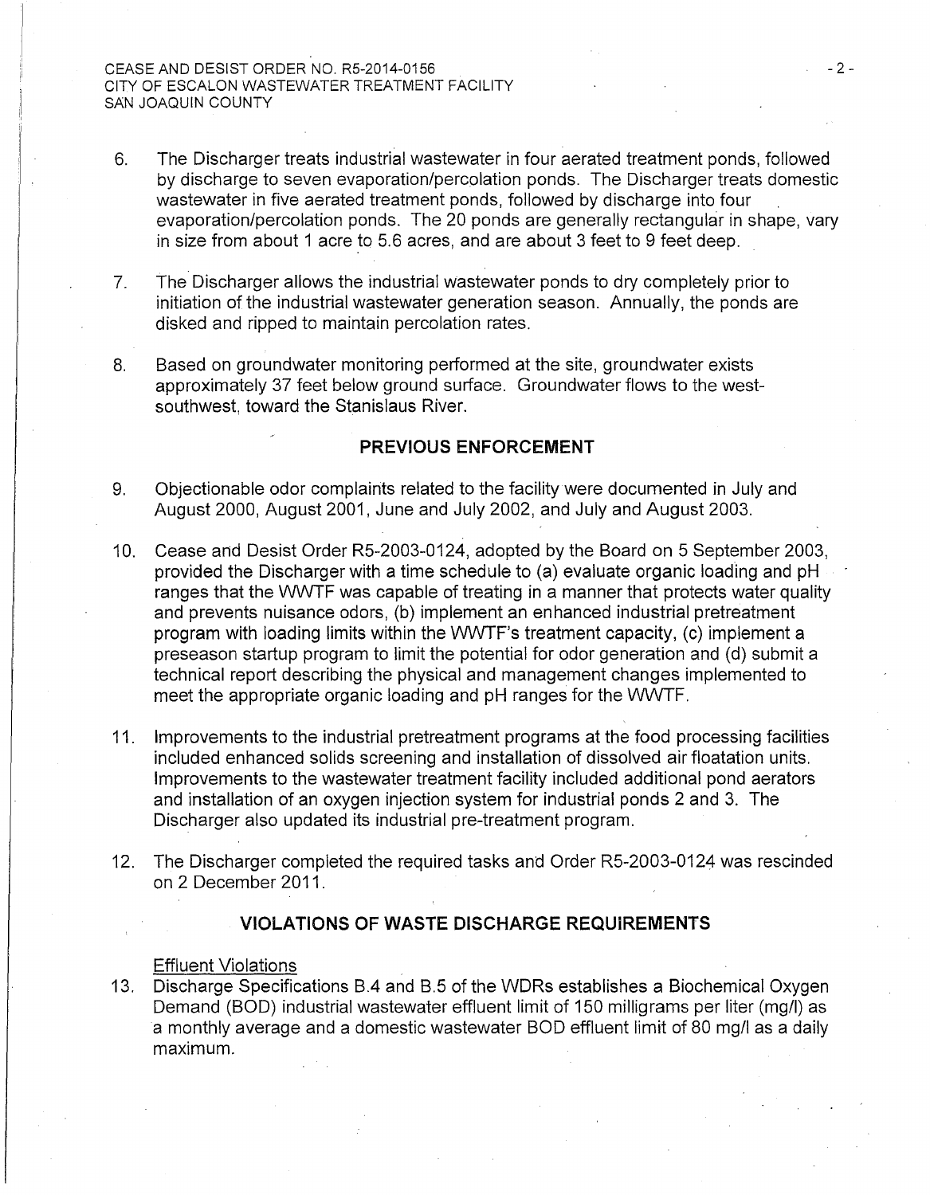6. The Discharger treats industrial wastewater in four aerated treatment ponds, followed by discharge to seven evaporation/percolation ponds. The Discharger treats domestic wastewater in five aerated treatment ponds, followed by discharge into four evaporation/percolation ponds. The 20 ponds are generally rectangular in shape, vary in size from about 1 acre to 5.6 acres, and are about 3 feet to 9 feet deep.

7. The Discharger allows the industrial wastewater ponds to dry completely prior to initiation of the industrial wastewater generation season. Annually, the ponds are disked and ripped to maintain percolation rates.

8. Based on groundwater monitoring performed at the site, groundwater exists approximately 37 feet below ground surface. Groundwater flows to the west-southwest, toward the Stanislaus River.

## PREVIOUS ENFORCEMENT

9. Objectionable odor complaints related to the facility were documented in July and August 2000, August 2001, June and July 2002, and July and August 2003.

10. Cease and Desist Order R5-2003-0124, adopted by the Board on 5 September 2003, provided the Discharger with a time schedule to (a) evaluate organic loading and pH ranges that the WWTF was capable of treating in a manner that protects water quality and prevents nuisance odors, (b) implement an enhanced industrial pretreatment program with loading limits within the WWTF's treatment capacity, (c) implement a preseason startup program to limit the potential for odor generation and (d) submit a technical report describing the physical and management changes implemented to meet the appropriate organic loading and pH ranges for the WWTF.

11. Improvements to the industrial pretreatment programs at the food processing facilities included enhanced solids screening and installation of dissolved air floatation units. Improvements to the wastewater treatment facility included additional pond aerators and installation of an oxygen injection system for industrial ponds 2 and 3. The Discharger also updated its industrial pre-treatment program.

12. The Discharger completed the required tasks and Order R5-2003-0124 was rescinded on 2 December 2011.

## VIOLATIONS OF WASTE DISCHARGE REQUIREMENTS

Effluent Violations

13. Discharge Specifications B.4 and B.5 of the WDRs establishes a Biochemical Oxygen Demand (BOD) industrial wastewater effluent limit of 150 milligrams per liter (mg/l) as a monthly average and a domestic wastewater BOD effluent limit of 80 mg/l as a daily maximum.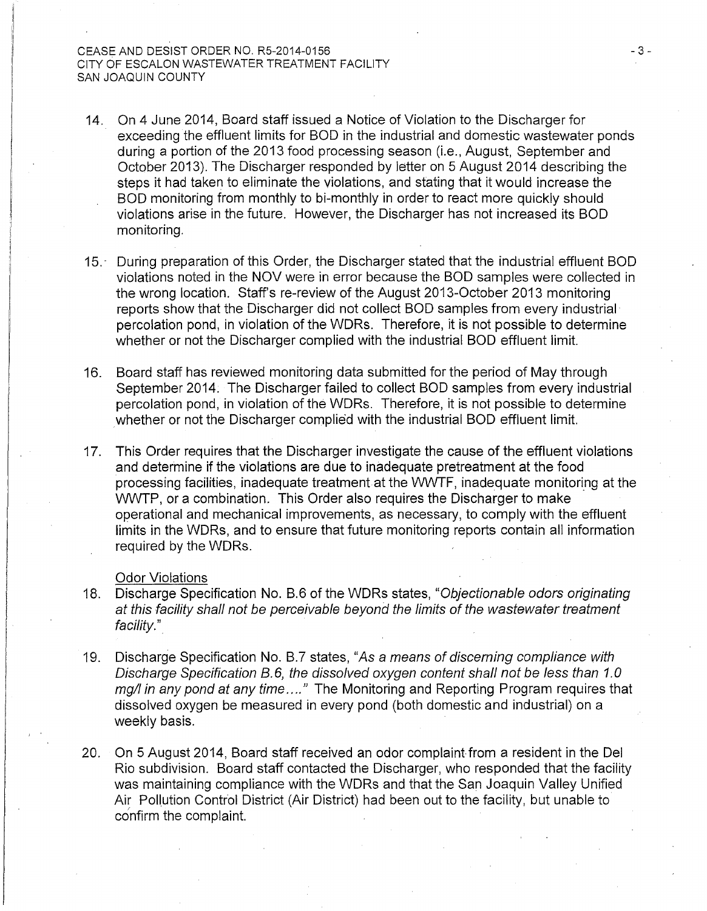14. On 4 June 2014, Board staff issued a Notice of Violation to the Discharger for exceeding the effluent limits for BOD in the industrial and domestic wastewater ponds during a portion of the 2013 food processing season (i.e., August, September and October 2013). The Discharger responded by letter on 5 August 2014 describing the steps it had taken to eliminate the violations, and stating that it would increase the BOD monitoring from monthly to bi-monthly in order to react more quickly should violations arise in the future. However, the Discharger has not increased its BOD monitoring.

15. During preparation of this Order, the Discharger stated that the industrial effluent BOD violations noted in the NOV were in error because the BOD samples were collected in the wrong location. Staff's re-review of the August 2013-October 2013 monitoring reports show that the Discharger did not collect BOD samples from every industrial percolation pond, in violation of the WDRs. Therefore, it is not possible to determine whether or not the Discharger complied with the industrial BOD effluent limit.

16. Board staff has reviewed monitoring data submitted for the period of May through September 2014. The Discharger failed to collect BOD samples from every industrial percolation pond, in violation of the WDRs. Therefore, it is not possible to determine whether or not the Discharger complied with the industrial BOD effluent limit.

17. This Order requires that the Discharger investigate the cause of the effluent violations and determine if the violations are due to inadequate pretreatment at the food processing facilities, inadequate treatment at the WWTF, inadequate monitoring at the WWTP, or a combination. This Order also requires the Discharger to make operational and mechanical improvements, as necessary, to comply with the effluent limits in the WDRs, and to ensure that future monitoring reports contain all information required by the WDRs.

Odor Violations

18. Discharge Specification No. B.6 of the WDRs states, "*Objectionable odors originating at this facility shall not be perceivable beyond the limits of the wastewater treatment facility.*"

19. Discharge Specification No. B.7 states, "*As a means of discerning compliance with Discharge Specification B.6, the dissolved oxygen content shall not be less than 1.0 mg/l in any pond at any time....*" The Monitoring and Reporting Program requires that dissolved oxygen be measured in every pond (both domestic and industrial) on a weekly basis.

20. On 5 August 2014, Board staff received an odor complaint from a resident in the Del Rio subdivision. Board staff contacted the Discharger, who responded that the facility was maintaining compliance with the WDRs and that the San Joaquin Valley Unified Air Pollution Control District (Air District) had been out to the facility, but unable to confirm the complaint.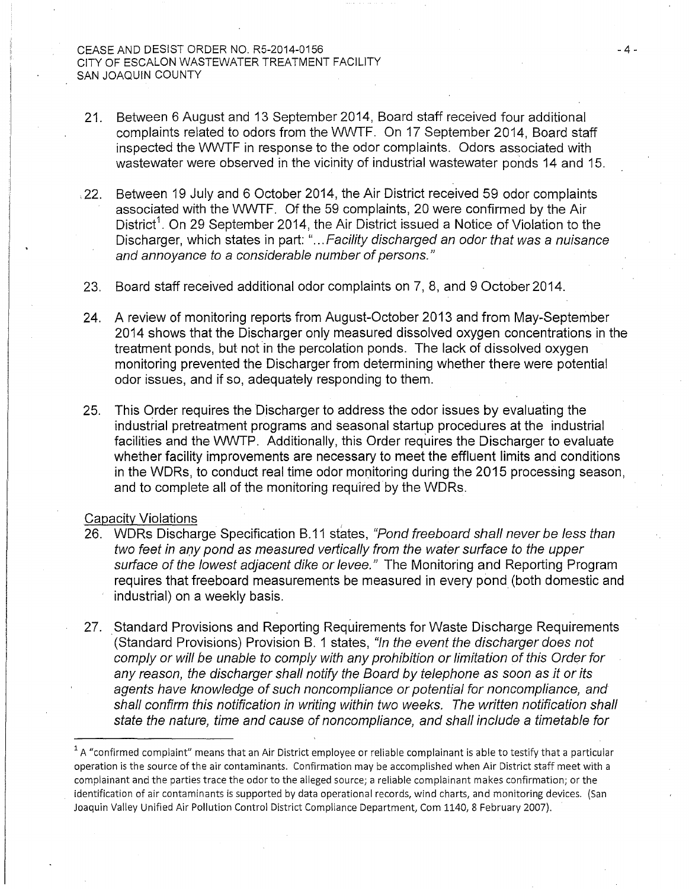21. Between 6 August and 13 September 2014, Board staff received four additional complaints related to odors from the WWTF. On 17 September 2014, Board staff inspected the WWTF in response to the odor complaints. Odors associated with wastewater were observed in the vicinity of industrial wastewater ponds 14 and 15.

22. Between 19 July and 6 October 2014, the Air District received 59 odor complaints associated with the WWTF. Of the 59 complaints, 20 were confirmed by the Air District[1]. On 29 September 2014, the Air District issued a Notice of Violation to the Discharger, which states in part: "*...Facility discharged an odor that was a nuisance and annoyance to a considerable number of persons.*"

23. Board staff received additional odor complaints on 7, 8, and 9 October 2014.

24. A review of monitoring reports from August-October 2013 and from May-September 2014 shows that the Discharger only measured dissolved oxygen concentrations in the treatment ponds, but not in the percolation ponds. The lack of dissolved oxygen monitoring prevented the Discharger from determining whether there were potential odor issues, and if so, adequately responding to them.

25. This Order requires the Discharger to address the odor issues by evaluating the industrial pretreatment programs and seasonal startup procedures at the industrial facilities and the WWTP. Additionally, this Order requires the Discharger to evaluate whether facility improvements are necessary to meet the effluent limits and conditions in the WDRs, to conduct real time odor monitoring during the 2015 processing season, and to complete all of the monitoring required by the WDRs.

Capacity Violations

26. WDRs Discharge Specification B.11 states, *"Pond freeboard shall never be less than two feet in any pond as measured vertically from the water surface to the upper surface of the lowest adjacent dike or levee."* The Monitoring and Reporting Program requires that freeboard measurements be measured in every pond (both domestic and industrial) on a weekly basis.

27. Standard Provisions and Reporting Requirements for Waste Discharge Requirements (Standard Provisions) Provision B. 1 states, *"In the event the discharger does not comply or will be unable to comply with any prohibition or limitation of this Order for any reason, the discharger shall notify the Board by telephone as soon as it or its agents have knowledge of such noncompliance or potential for noncompliance, and shall confirm this notification in writing within two weeks. The written notification shall state the nature, time and cause of noncompliance, and shall include a timetable for*

---

[1] A "confirmed complaint" means that an Air District employee or reliable complainant is able to testify that a particular operation is the source of the air contaminants. Confirmation may be accomplished when Air District staff meet with a complainant and the parties trace the odor to the alleged source; a reliable complainant makes confirmation; or the identification of air contaminants is supported by data operational records, wind charts, and monitoring devices. (San Joaquin Valley Unified Air Pollution Control District Compliance Department, Com 1140, 8 February 2007).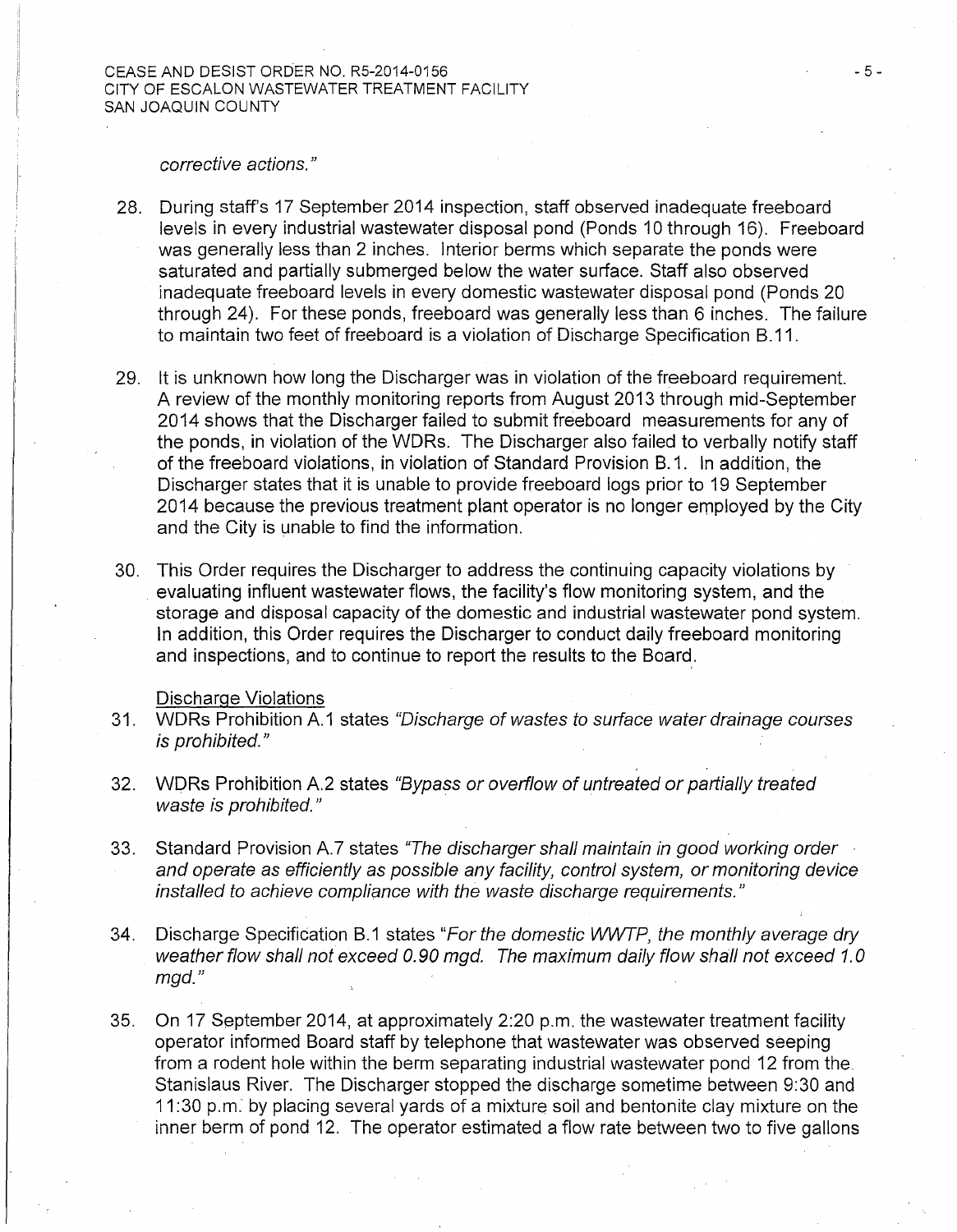*corrective actions."*

28. During staff's 17 September 2014 inspection, staff observed inadequate freeboard levels in every industrial wastewater disposal pond (Ponds 10 through 16). Freeboard was generally less than 2 inches. Interior berms which separate the ponds were saturated and partially submerged below the water surface. Staff also observed inadequate freeboard levels in every domestic wastewater disposal pond (Ponds 20 through 24). For these ponds, freeboard was generally less than 6 inches. The failure to maintain two feet of freeboard is a violation of Discharge Specification B.11.

29. It is unknown how long the Discharger was in violation of the freeboard requirement. A review of the monthly monitoring reports from August 2013 through mid-September 2014 shows that the Discharger failed to submit freeboard measurements for any of the ponds, in violation of the WDRs. The Discharger also failed to verbally notify staff of the freeboard violations, in violation of Standard Provision B.1. In addition, the Discharger states that it is unable to provide freeboard logs prior to 19 September 2014 because the previous treatment plant operator is no longer employed by the City and the City is unable to find the information.

30. This Order requires the Discharger to address the continuing capacity violations by evaluating influent wastewater flows, the facility's flow monitoring system, and the storage and disposal capacity of the domestic and industrial wastewater pond system. In addition, this Order requires the Discharger to conduct daily freeboard monitoring and inspections, and to continue to report the results to the Board.

Discharge Violations

31. WDRs Prohibition A.1 states *"Discharge of wastes to surface water drainage courses is prohibited."*

32. WDRs Prohibition A.2 states *"Bypass or overflow of untreated or partially treated waste is prohibited."*

33. Standard Provision A.7 states *"The discharger shall maintain in good working order and operate as efficiently as possible any facility, control system, or monitoring device installed to achieve compliance with the waste discharge requirements."*

34. Discharge Specification B.1 states *"For the domestic WWTP, the monthly average dry weather flow shall not exceed 0.90 mgd. The maximum daily flow shall not exceed 1.0 mgd."*

35. On 17 September 2014, at approximately 2:20 p.m. the wastewater treatment facility operator informed Board staff by telephone that wastewater was observed seeping from a rodent hole within the berm separating industrial wastewater pond 12 from the Stanislaus River. The Discharger stopped the discharge sometime between 9:30 and 11:30 p.m. by placing several yards of a mixture soil and bentonite clay mixture on the inner berm of pond 12. The operator estimated a flow rate between two to five gallons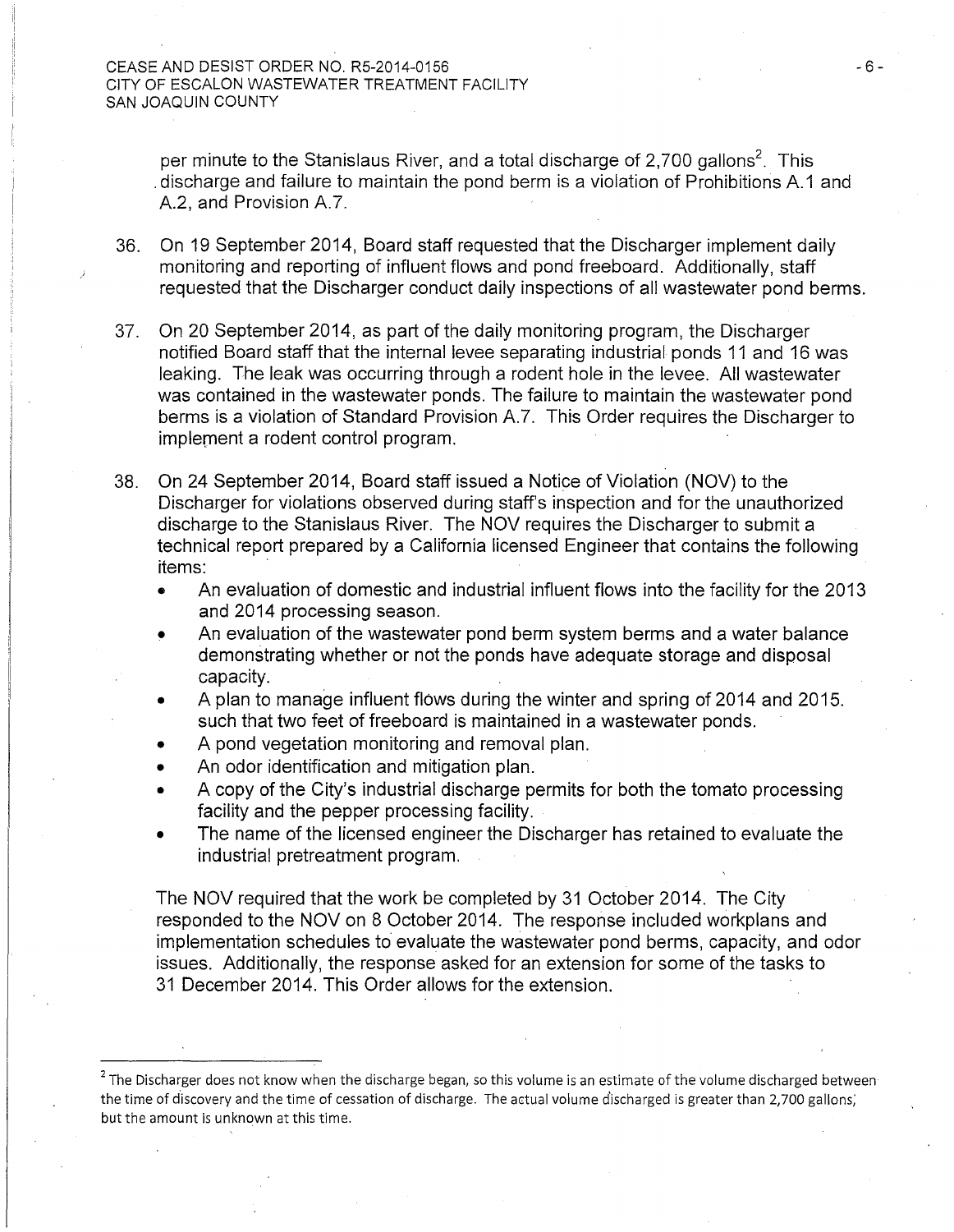per minute to the Stanislaus River, and a total discharge of 2,700 gallons[2]. This discharge and failure to maintain the pond berm is a violation of Prohibitions A.1 and A.2, and Provision A.7.

36. On 19 September 2014, Board staff requested that the Discharger implement daily monitoring and reporting of influent flows and pond freeboard. Additionally, staff requested that the Discharger conduct daily inspections of all wastewater pond berms.

37. On 20 September 2014, as part of the daily monitoring program, the Discharger notified Board staff that the internal levee separating industrial ponds 11 and 16 was leaking. The leak was occurring through a rodent hole in the levee. All wastewater was contained in the wastewater ponds. The failure to maintain the wastewater pond berms is a violation of Standard Provision A.7. This Order requires the Discharger to implement a rodent control program.

38. On 24 September 2014, Board staff issued a Notice of Violation (NOV) to the Discharger for violations observed during staff's inspection and for the unauthorized discharge to the Stanislaus River. The NOV requires the Discharger to submit a technical report prepared by a California licensed Engineer that contains the following items:
    - An evaluation of domestic and industrial influent flows into the facility for the 2013 and 2014 processing season.
    - An evaluation of the wastewater pond berm system berms and a water balance demonstrating whether or not the ponds have adequate storage and disposal capacity.
    - A plan to manage influent flows during the winter and spring of 2014 and 2015. such that two feet of freeboard is maintained in a wastewater ponds.
    - A pond vegetation monitoring and removal plan.
    - An odor identification and mitigation plan.
    - A copy of the City's industrial discharge permits for both the tomato processing facility and the pepper processing facility.
    - The name of the licensed engineer the Discharger has retained to evaluate the industrial pretreatment program.

    The NOV required that the work be completed by 31 October 2014. The City responded to the NOV on 8 October 2014. The response included workplans and implementation schedules to evaluate the wastewater pond berms, capacity, and odor issues. Additionally, the response asked for an extension for some of the tasks to 31 December 2014. This Order allows for the extension.

---

[2] The Discharger does not know when the discharge began, so this volume is an estimate of the volume discharged between the time of discovery and the time of cessation of discharge. The actual volume discharged is greater than 2,700 gallons, but the amount is unknown at this time.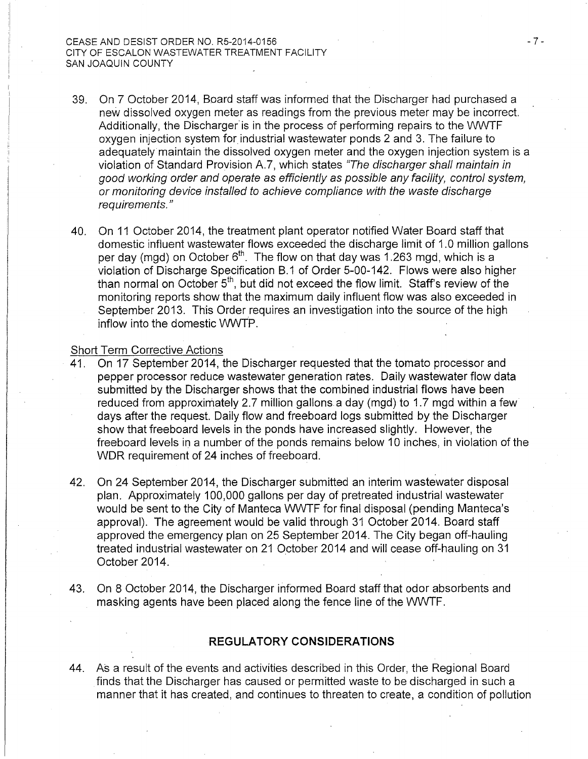39. On 7 October 2014, Board staff was informed that the Discharger had purchased a new dissolved oxygen meter as readings from the previous meter may be incorrect. Additionally, the Discharger is in the process of performing repairs to the WWTF oxygen injection system for industrial wastewater ponds 2 and 3. The failure to adequately maintain the dissolved oxygen meter and the oxygen injection system is a violation of Standard Provision A.7, which states *"The discharger shall maintain in good working order and operate as efficiently as possible any facility, control system, or monitoring device installed to achieve compliance with the waste discharge requirements."*

40. On 11 October 2014, the treatment plant operator notified Water Board staff that domestic influent wastewater flows exceeded the discharge limit of 1.0 million gallons per day (mgd) on October 6th. The flow on that day was 1.263 mgd, which is a violation of Discharge Specification B.1 of Order 5-00-142. Flows were also higher than normal on October 5th, but did not exceed the flow limit. Staff's review of the monitoring reports show that the maximum daily influent flow was also exceeded in September 2013. This Order requires an investigation into the source of the high inflow into the domestic WWTP.

Short Term Corrective Actions

41. On 17 September 2014, the Discharger requested that the tomato processor and pepper processor reduce wastewater generation rates. Daily wastewater flow data submitted by the Discharger shows that the combined industrial flows have been reduced from approximately 2.7 million gallons a day (mgd) to 1.7 mgd within a few days after the request. Daily flow and freeboard logs submitted by the Discharger show that freeboard levels in the ponds have increased slightly. However, the freeboard levels in a number of the ponds remains below 10 inches, in violation of the WDR requirement of 24 inches of freeboard.

42. On 24 September 2014, the Discharger submitted an interim wastewater disposal plan. Approximately 100,000 gallons per day of pretreated industrial wastewater would be sent to the City of Manteca WWTF for final disposal (pending Manteca's approval). The agreement would be valid through 31 October 2014. Board staff approved the emergency plan on 25 September 2014. The City began off-hauling treated industrial wastewater on 21 October 2014 and will cease off-hauling on 31 October 2014.

43. On 8 October 2014, the Discharger informed Board staff that odor absorbents and masking agents have been placed along the fence line of the WWTF.

## REGULATORY CONSIDERATIONS

44. As a result of the events and activities described in this Order, the Regional Board finds that the Discharger has caused or permitted waste to be discharged in such a manner that it has created, and continues to threaten to create, a condition of pollution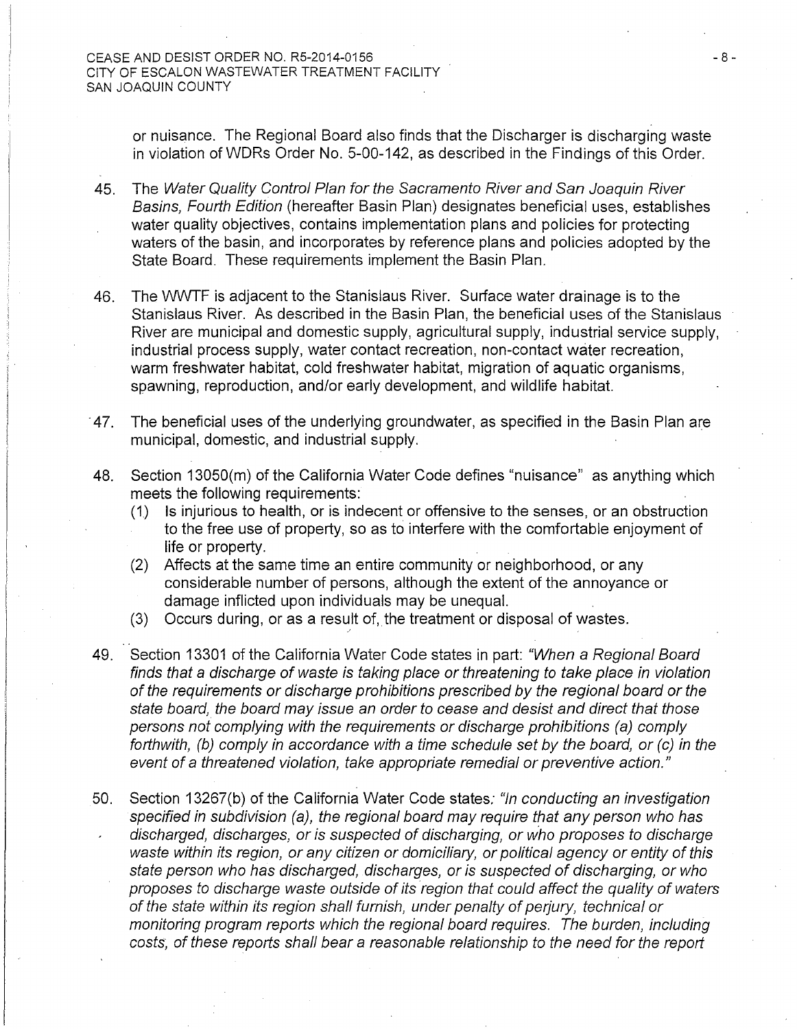or nuisance. The Regional Board also finds that the Discharger is discharging waste in violation of WDRs Order No. 5-00-142, as described in the Findings of this Order.

45. The *Water Quality Control Plan for the Sacramento River and San Joaquin River Basins, Fourth Edition* (hereafter Basin Plan) designates beneficial uses, establishes water quality objectives, contains implementation plans and policies for protecting waters of the basin, and incorporates by reference plans and policies adopted by the State Board. These requirements implement the Basin Plan.

46. The WWTF is adjacent to the Stanislaus River. Surface water drainage is to the Stanislaus River. As described in the Basin Plan, the beneficial uses of the Stanislaus River are municipal and domestic supply, agricultural supply, industrial service supply, industrial process supply, water contact recreation, non-contact water recreation, warm freshwater habitat, cold freshwater habitat, migration of aquatic organisms, spawning, reproduction, and/or early development, and wildlife habitat.

47. The beneficial uses of the underlying groundwater, as specified in the Basin Plan are municipal, domestic, and industrial supply.

48. Section 13050(m) of the California Water Code defines "nuisance" as anything which meets the following requirements:
    (1) Is injurious to health, or is indecent or offensive to the senses, or an obstruction to the free use of property, so as to interfere with the comfortable enjoyment of life or property.
    (2) Affects at the same time an entire community or neighborhood, or any considerable number of persons, although the extent of the annoyance or damage inflicted upon individuals may be unequal.
    (3) Occurs during, or as a result of, the treatment or disposal of wastes.

49. Section 13301 of the California Water Code states in part: *"When a Regional Board finds that a discharge of waste is taking place or threatening to take place in violation of the requirements or discharge prohibitions prescribed by the regional board or the state board, the board may issue an order to cease and desist and direct that those persons not complying with the requirements or discharge prohibitions (a) comply forthwith, (b) comply in accordance with a time schedule set by the board, or (c) in the event of a threatened violation, take appropriate remedial or preventive action."*

50. Section 13267(b) of the California Water Code states: *"In conducting an investigation specified in subdivision (a), the regional board may require that any person who has discharged, discharges, or is suspected of discharging, or who proposes to discharge waste within its region, or any citizen or domiciliary, or political agency or entity of this state person who has discharged, discharges, or is suspected of discharging, or who proposes to discharge waste outside of its region that could affect the quality of waters of the state within its region shall furnish, under penalty of perjury, technical or monitoring program reports which the regional board requires. The burden, including costs, of these reports shall bear a reasonable relationship to the need for the report*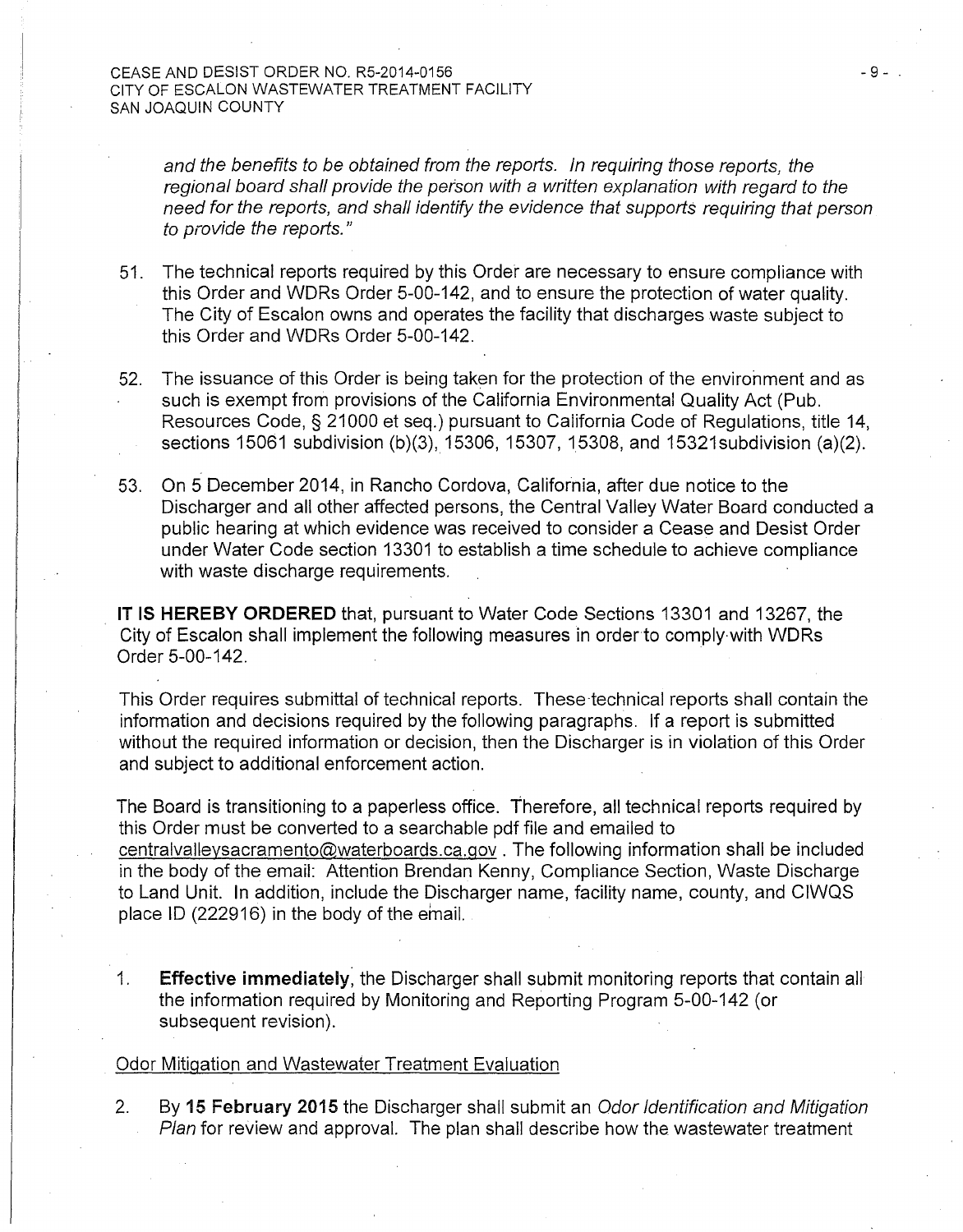*and the benefits to be obtained from the reports. In requiring those reports, the regional board shall provide the person with a written explanation with regard to the need for the reports, and shall identify the evidence that supports requiring that person to provide the reports."*

51. The technical reports required by this Order are necessary to ensure compliance with this Order and WDRs Order 5-00-142, and to ensure the protection of water quality. The City of Escalon owns and operates the facility that discharges waste subject to this Order and WDRs Order 5-00-142.

52. The issuance of this Order is being taken for the protection of the environment and as such is exempt from provisions of the California Environmental Quality Act (Pub. Resources Code, § 21000 et seq.) pursuant to California Code of Regulations, title 14, sections 15061 subdivision (b)(3), 15306, 15307, 15308, and 15321subdivision (a)(2).

53. On 5 December 2014, in Rancho Cordova, California, after due notice to the Discharger and all other affected persons, the Central Valley Water Board conducted a public hearing at which evidence was received to consider a Cease and Desist Order under Water Code section 13301 to establish a time schedule to achieve compliance with waste discharge requirements.

**IT IS HEREBY ORDERED** that, pursuant to Water Code Sections 13301 and 13267, the City of Escalon shall implement the following measures in order to comply with WDRs Order 5-00-142.

This Order requires submittal of technical reports. These technical reports shall contain the information and decisions required by the following paragraphs. If a report is submitted without the required information or decision, then the Discharger is in violation of this Order and subject to additional enforcement action.

The Board is transitioning to a paperless office. Therefore, all technical reports required by this Order must be converted to a searchable pdf file and emailed to centralvalleysacramento@waterboards.ca.gov . The following information shall be included in the body of the email: Attention Brendan Kenny, Compliance Section, Waste Discharge to Land Unit. In addition, include the Discharger name, facility name, county, and CIWQS place ID (222916) in the body of the email.

1. **Effective immediately**, the Discharger shall submit monitoring reports that contain all the information required by Monitoring and Reporting Program 5-00-142 (or subsequent revision).

<u>Odor Mitigation and Wastewater Treatment Evaluation</u>

2. By **15 February 2015** the Discharger shall submit an *Odor Identification and Mitigation Plan* for review and approval. The plan shall describe how the wastewater treatment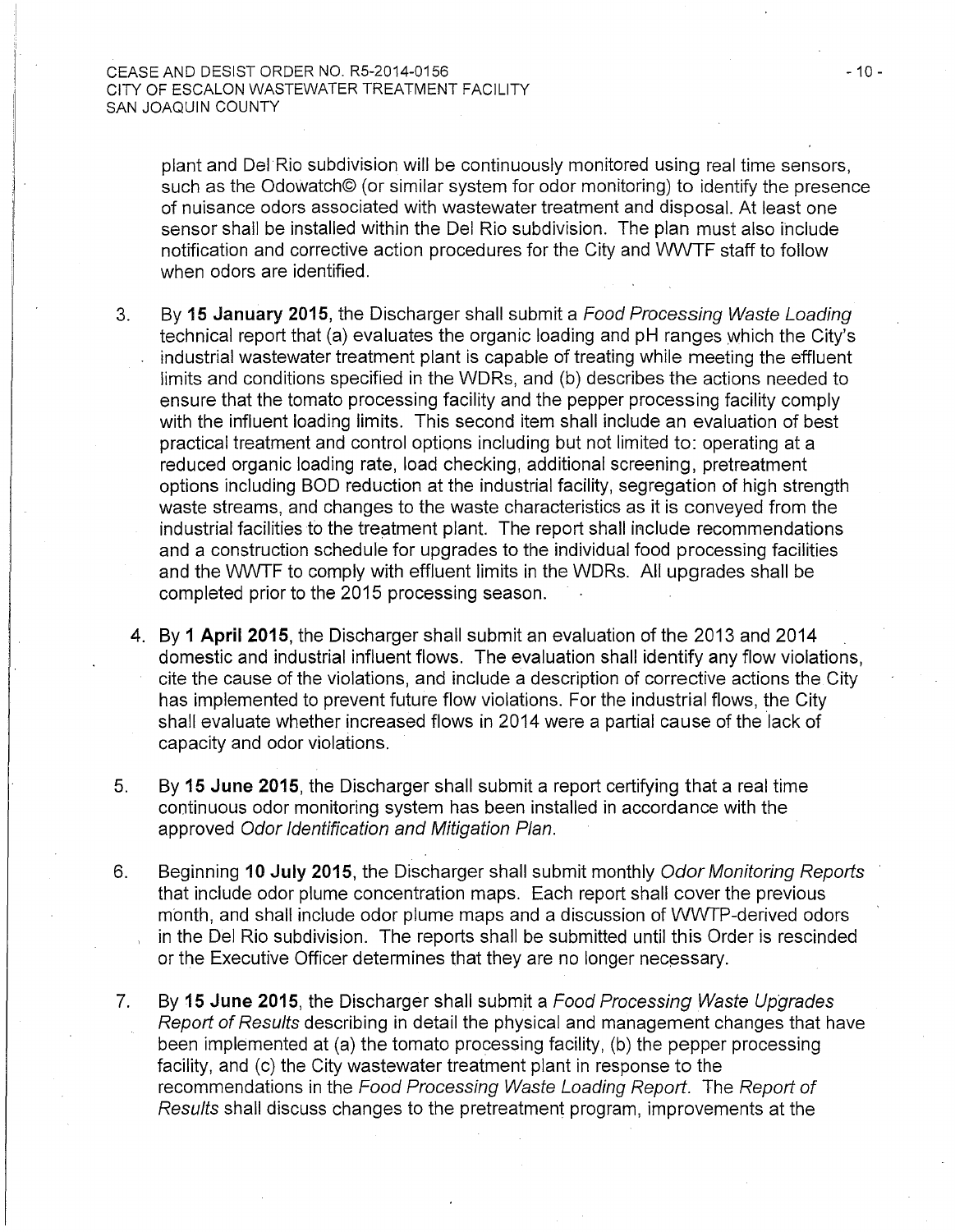plant and Del Rio subdivision will be continuously monitored using real time sensors, such as the Odowatch© (or similar system for odor monitoring) to identify the presence of nuisance odors associated with wastewater treatment and disposal. At least one sensor shall be installed within the Del Rio subdivision. The plan must also include notification and corrective action procedures for the City and WWTF staff to follow when odors are identified.

3. By **15 January 2015**, the Discharger shall submit a *Food Processing Waste Loading* technical report that (a) evaluates the organic loading and pH ranges which the City's industrial wastewater treatment plant is capable of treating while meeting the effluent limits and conditions specified in the WDRs, and (b) describes the actions needed to ensure that the tomato processing facility and the pepper processing facility comply with the influent loading limits. This second item shall include an evaluation of best practical treatment and control options including but not limited to: operating at a reduced organic loading rate, load checking, additional screening, pretreatment options including BOD reduction at the industrial facility, segregation of high strength waste streams, and changes to the waste characteristics as it is conveyed from the industrial facilities to the treatment plant. The report shall include recommendations and a construction schedule for upgrades to the individual food processing facilities and the WWTF to comply with effluent limits in the WDRs. All upgrades shall be completed prior to the 2015 processing season.

4. By **1 April 2015**, the Discharger shall submit an evaluation of the 2013 and 2014 domestic and industrial influent flows. The evaluation shall identify any flow violations, cite the cause of the violations, and include a description of corrective actions the City has implemented to prevent future flow violations. For the industrial flows, the City shall evaluate whether increased flows in 2014 were a partial cause of the lack of capacity and odor violations.

5. By **15 June 2015**, the Discharger shall submit a report certifying that a real time continuous odor monitoring system has been installed in accordance with the approved *Odor Identification and Mitigation Plan*.

6. Beginning **10 July 2015**, the Discharger shall submit monthly *Odor Monitoring Reports* that include odor plume concentration maps. Each report shall cover the previous month, and shall include odor plume maps and a discussion of WWTP-derived odors in the Del Rio subdivision. The reports shall be submitted until this Order is rescinded or the Executive Officer determines that they are no longer necessary.

7. By **15 June 2015**, the Discharger shall submit a *Food Processing Waste Upgrades Report of Results* describing in detail the physical and management changes that have been implemented at (a) the tomato processing facility, (b) the pepper processing facility, and (c) the City wastewater treatment plant in response to the recommendations in the *Food Processing Waste Loading Report*. The *Report of Results* shall discuss changes to the pretreatment program, improvements at the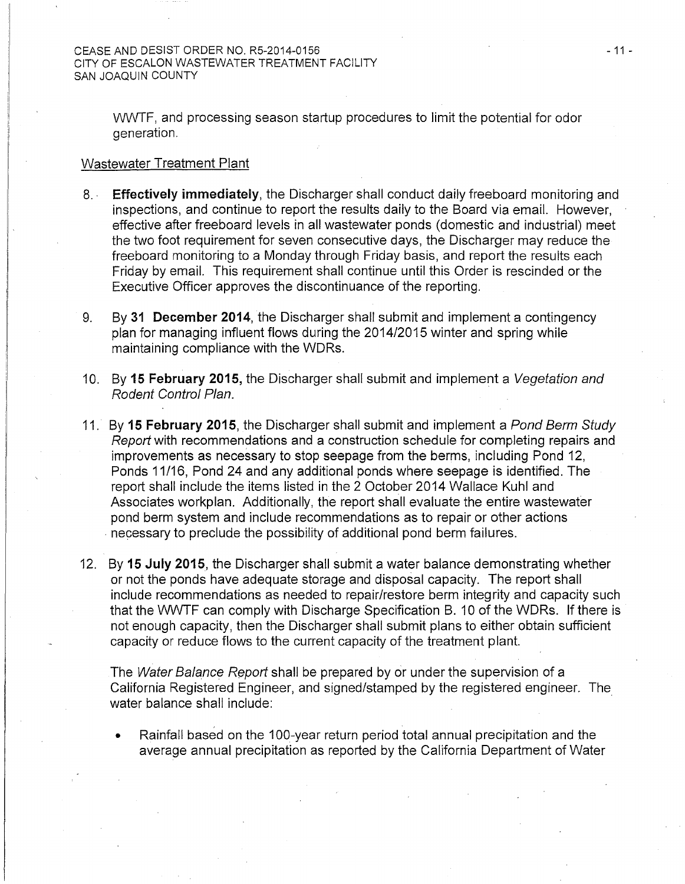WWTF, and processing season startup procedures to limit the potential for odor generation.

Wastewater Treatment Plant

8. **Effectively immediately**, the Discharger shall conduct daily freeboard monitoring and inspections, and continue to report the results daily to the Board via email. However, effective after freeboard levels in all wastewater ponds (domestic and industrial) meet the two foot requirement for seven consecutive days, the Discharger may reduce the freeboard monitoring to a Monday through Friday basis, and report the results each Friday by email. This requirement shall continue until this Order is rescinded or the Executive Officer approves the discontinuance of the reporting.

9. By **31 December 2014**, the Discharger shall submit and implement a contingency plan for managing influent flows during the 2014/2015 winter and spring while maintaining compliance with the WDRs.

10. By **15 February 2015,** the Discharger shall submit and implement a *Vegetation and Rodent Control Plan.*

11. By **15 February 2015**, the Discharger shall submit and implement a *Pond Berm Study Report* with recommendations and a construction schedule for completing repairs and improvements as necessary to stop seepage from the berms, including Pond 12, Ponds 11/16, Pond 24 and any additional ponds where seepage is identified. The report shall include the items listed in the 2 October 2014 Wallace Kuhl and Associates workplan. Additionally, the report shall evaluate the entire wastewater pond berm system and include recommendations as to repair or other actions necessary to preclude the possibility of additional pond berm failures.

12. By **15 July 2015**, the Discharger shall submit a water balance demonstrating whether or not the ponds have adequate storage and disposal capacity. The report shall include recommendations as needed to repair/restore berm integrity and capacity such that the WWTF can comply with Discharge Specification B. 10 of the WDRs. If there is not enough capacity, then the Discharger shall submit plans to either obtain sufficient capacity or reduce flows to the current capacity of the treatment plant.

    The *Water Balance Report* shall be prepared by or under the supervision of a California Registered Engineer, and signed/stamped by the registered engineer. The water balance shall include:

    - Rainfall based on the 100-year return period total annual precipitation and the average annual precipitation as reported by the California Department of Water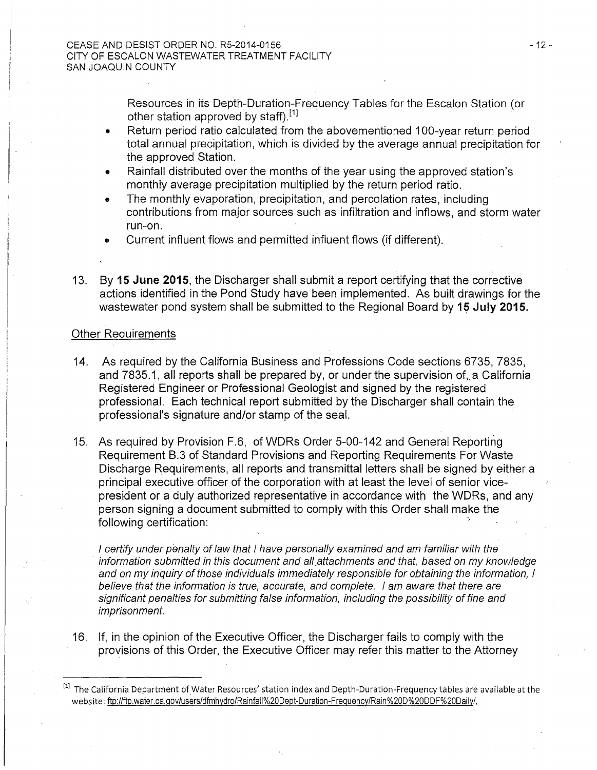Resources in its Depth-Duration-Frequency Tables for the Escalon Station (or other station approved by staff).[1]

- Return period ratio calculated from the abovementioned 100-year return period total annual precipitation, which is divided by the average annual precipitation for the approved Station.
- Rainfall distributed over the months of the year using the approved station's monthly average precipitation multiplied by the return period ratio.
- The monthly evaporation, precipitation, and percolation rates, including contributions from major sources such as infiltration and inflows, and storm water run-on.
- Current influent flows and permitted influent flows (if different).

13. By **15 June 2015**, the Discharger shall submit a report certifying that the corrective actions identified in the Pond Study have been implemented. As built drawings for the wastewater pond system shall be submitted to the Regional Board by **15 July 2015.**

Other Requirements

14. As required by the California Business and Professions Code sections 6735, 7835, and 7835.1, all reports shall be prepared by, or under the supervision of, a California Registered Engineer or Professional Geologist and signed by the registered professional. Each technical report submitted by the Discharger shall contain the professional's signature and/or stamp of the seal.

15. As required by Provision F.6, of WDRs Order 5-00-142 and General Reporting Requirement B.3 of Standard Provisions and Reporting Requirements For Waste Discharge Requirements, all reports and transmittal letters shall be signed by either a principal executive officer of the corporation with at least the level of senior vice-president or a duly authorized representative in accordance with the WDRs, and any person signing a document submitted to comply with this Order shall make the following certification:

    *I certify under penalty of law that I have personally examined and am familiar with the information submitted in this document and all attachments and that, based on my knowledge and on my inquiry of those individuals immediately responsible for obtaining the information, I believe that the information is true, accurate, and complete. I am aware that there are significant penalties for submitting false information, including the possibility of fine and imprisonment.*

16. If, in the opinion of the Executive Officer, the Discharger fails to comply with the provisions of this Order, the Executive Officer may refer this matter to the Attorney

[1] The California Department of Water Resources' station index and Depth-Duration-Frequency tables are available at the website: ftp://ftp.water.ca.gov/users/dfmhydro/Rainfall%20Dept-Duration-Frequency/Rain%20D%20DDF%20Daily/.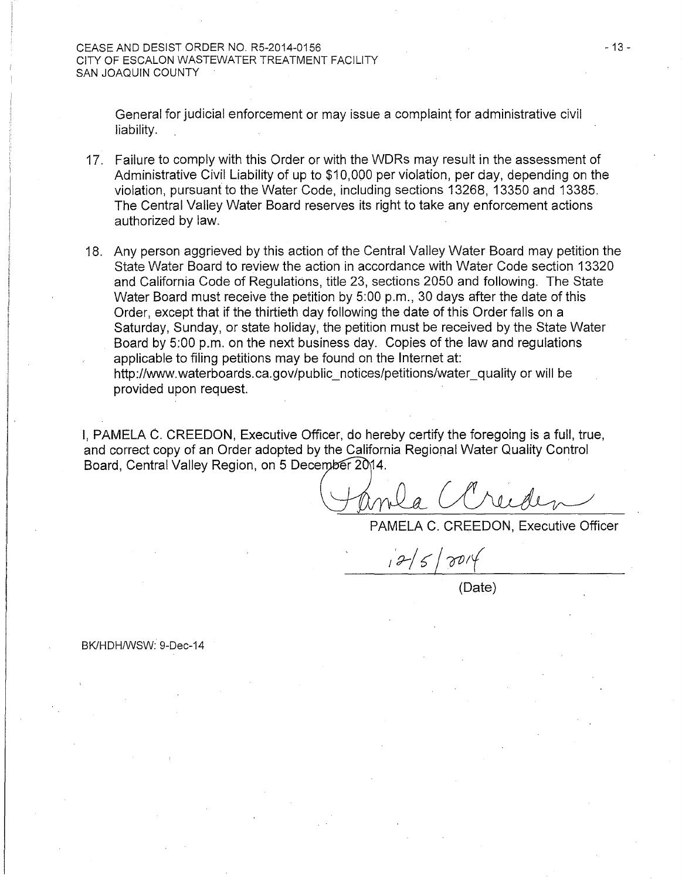General for judicial enforcement or may issue a complaint for administrative civil liability.

17. Failure to comply with this Order or with the WDRs may result in the assessment of Administrative Civil Liability of up to $10,000 per violation, per day, depending on the violation, pursuant to the Water Code, including sections 13268, 13350 and 13385. The Central Valley Water Board reserves its right to take any enforcement actions authorized by law.

18. Any person aggrieved by this action of the Central Valley Water Board may petition the State Water Board to review the action in accordance with Water Code section 13320 and California Code of Regulations, title 23, sections 2050 and following. The State Water Board must receive the petition by 5:00 p.m., 30 days after the date of this Order, except that if the thirtieth day following the date of this Order falls on a Saturday, Sunday, or state holiday, the petition must be received by the State Water Board by 5:00 p.m. on the next business day. Copies of the law and regulations applicable to filing petitions may be found on the Internet at: http://www.waterboards.ca.gov/public_notices/petitions/water_quality or will be provided upon request.

I, PAMELA C. CREEDON, Executive Officer, do hereby certify the foregoing is a full, true, and correct copy of an Order adopted by the California Regional Water Quality Control Board, Central Valley Region, on 5 December 2014.

Pamela Creedon

PAMELA C. CREEDON, Executive Officer

12/5/2014

(Date)

BK/HDH/WSW: 9-Dec-14